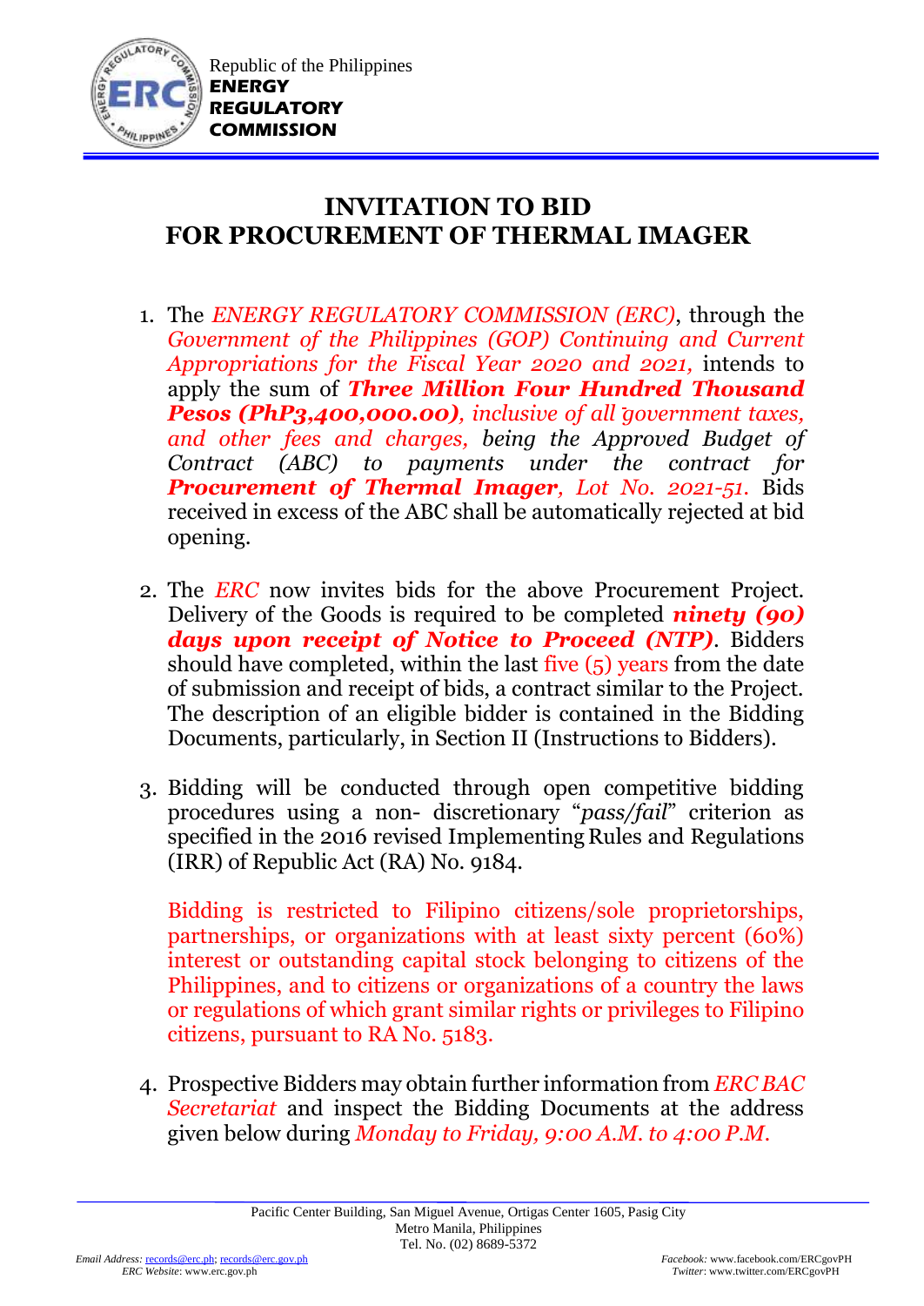Republic of the Philippines
**ENERGY REGULATORY COMMISSION**

# INVITATION TO BID FOR PROCUREMENT OF THERMAL IMAGER

1. The *ENERGY REGULATORY COMMISSION (ERC)*, through the *Government of the Philippines (GOP) Continuing and Current Appropriations for the Fiscal Year 2020 and 2021,* intends to apply the sum of ***Three Million Four Hundred Thousand Pesos (PhP3,400,000.00)****, inclusive of all government taxes, and other fees and charges, being the Approved Budget of Contract (ABC) to payments under the contract for* ***Procurement of Thermal Imager****, Lot No. 2021-51.* Bids received in excess of the ABC shall be automatically rejected at bid opening.

2. The *ERC* now invites bids for the above Procurement Project. Delivery of the Goods is required to be completed ***ninety (90) days upon receipt of Notice to Proceed (NTP)***. Bidders should have completed, within the last five (5) years from the date of submission and receipt of bids, a contract similar to the Project. The description of an eligible bidder is contained in the Bidding Documents, particularly, in Section II (Instructions to Bidders).

3. Bidding will be conducted through open competitive bidding procedures using a non- discretionary "*pass/fail*" criterion as specified in the 2016 revised Implementing Rules and Regulations (IRR) of Republic Act (RA) No. 9184.

   Bidding is restricted to Filipino citizens/sole proprietorships, partnerships, or organizations with at least sixty percent (60%) interest or outstanding capital stock belonging to citizens of the Philippines, and to citizens or organizations of a country the laws or regulations of which grant similar rights or privileges to Filipino citizens, pursuant to RA No. 5183.

4. Prospective Bidders may obtain further information from *ERC BAC Secretariat* and inspect the Bidding Documents at the address given below during *Monday to Friday, 9:00 A.M. to 4:00 P.M.*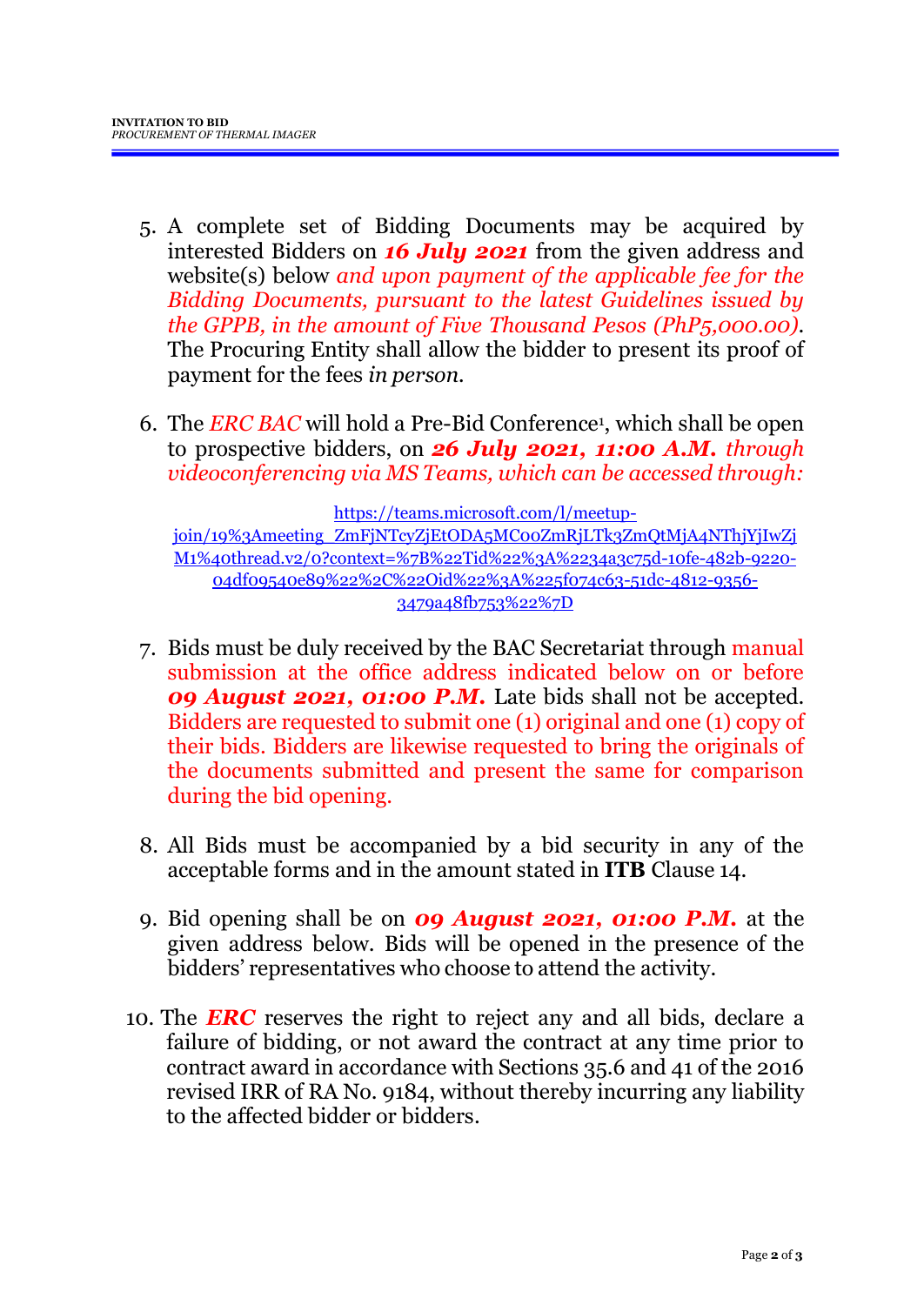5. A complete set of Bidding Documents may be acquired by interested Bidders on ***16 July 2021*** from the given address and website(s) below *and upon payment of the applicable fee for the Bidding Documents, pursuant to the latest Guidelines issued by the GPPB, in the amount of Five Thousand Pesos (PhP5,000.00)*. The Procuring Entity shall allow the bidder to present its proof of payment for the fees *in person*.

6. The *ERC BAC* will hold a Pre-Bid Conference[1], which shall be open to prospective bidders, on ***26 July 2021, 11:00 A.M.*** *through videoconferencing via MS Teams, which can be accessed through:*

   https://teams.microsoft.com/l/meetup-join/19%3Ameeting_ZmFjNTcyZjEtODA5MC00ZmRjLTk3ZmQtMjA4NThjYjIwZjM1%40thread.v2/0?context=%7B%22Tid%22%3A%2234a3c75d-10fe-482b-9220-04df09540e89%22%2C%22Oid%22%3A%225f074c63-51dc-4812-9356-3479a48fb753%22%7D

7. Bids must be duly received by the BAC Secretariat through manual submission at the office address indicated below on or before ***09 August 2021, 01:00 P.M.*** Late bids shall not be accepted. Bidders are requested to submit one (1) original and one (1) copy of their bids. Bidders are likewise requested to bring the originals of the documents submitted and present the same for comparison during the bid opening.

8. All Bids must be accompanied by a bid security in any of the acceptable forms and in the amount stated in **ITB** Clause 14.

9. Bid opening shall be on ***09 August 2021, 01:00 P.M.*** at the given address below. Bids will be opened in the presence of the bidders' representatives who choose to attend the activity.

10. The ***ERC*** reserves the right to reject any and all bids, declare a failure of bidding, or not award the contract at any time prior to contract award in accordance with Sections 35.6 and 41 of the 2016 revised IRR of RA No. 9184, without thereby incurring any liability to the affected bidder or bidders.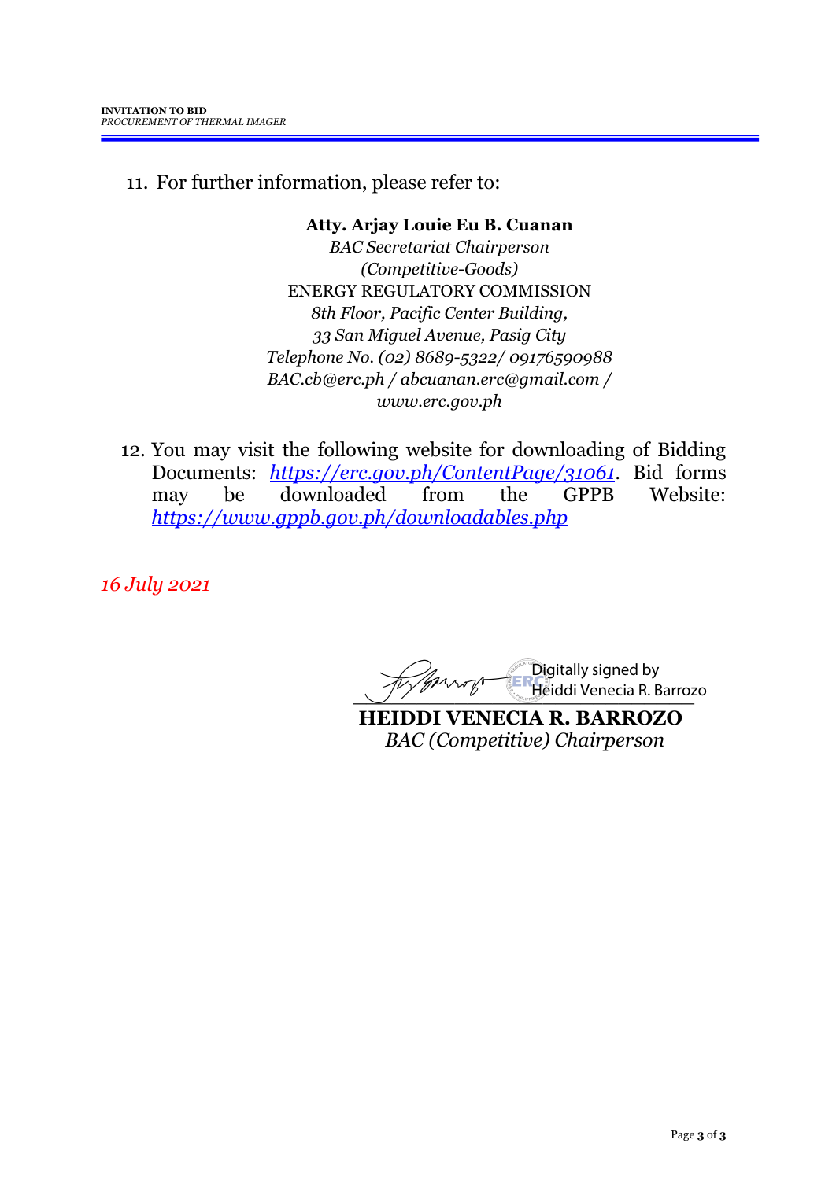11. For further information, please refer to:

**Atty. Arjay Louie Eu B. Cuanan**
*BAC Secretariat Chairperson*
*(Competitive-Goods)*
ENERGY REGULATORY COMMISSION
*8th Floor, Pacific Center Building,*
*33 San Miguel Avenue, Pasig City*
*Telephone No. (02) 8689-5322/ 09176590988*
*BAC.cb@erc.ph / abcuanan.erc@gmail.com /*
*www.erc.gov.ph*

12. You may visit the following website for downloading of Bidding Documents: *https://erc.gov.ph/ContentPage/31061*. Bid forms may be downloaded from the GPPB Website: *https://www.gppb.gov.ph/downloadables.php*

*16 July 2021*

Digitally signed by Heiddi Venecia R. Barrozo

**HEIDDI VENECIA R. BARROZO**
*BAC (Competitive) Chairperson*